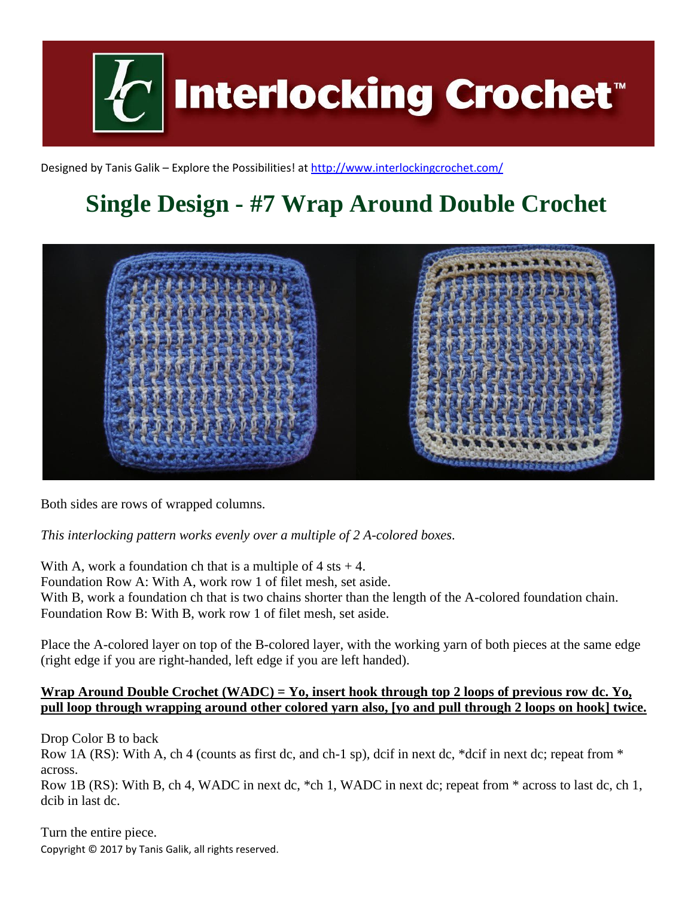# Interlocking Crochet™

Designed by Tanis Galik – Explore the Possibilities! at http://www.interlockingcrochet.com/

## Single Design - #7 Wrap Around Double Crochet

Both sides are rows of wrapped columns.

*This interlocking pattern works evenly over a multiple of 2 A-colored boxes.*

With A, work a foundation ch that is a multiple of 4 sts + 4.
Foundation Row A: With A, work row 1 of filet mesh, set aside.
With B, work a foundation ch that is two chains shorter than the length of the A-colored foundation chain.
Foundation Row B: With B, work row 1 of filet mesh, set aside.

Place the A-colored layer on top of the B-colored layer, with the working yarn of both pieces at the same edge (right edge if you are right-handed, left edge if you are left handed).

**Wrap Around Double Crochet (WADC) = Yo, insert hook through top 2 loops of previous row dc. Yo, pull loop through wrapping around other colored yarn also, [yo and pull through 2 loops on hook] twice.**

Drop Color B to back
Row 1A (RS): With A, ch 4 (counts as first dc, and ch-1 sp), dcif in next dc, *dcif in next dc; repeat from * across.
Row 1B (RS): With B, ch 4, WADC in next dc, *ch 1, WADC in next dc; repeat from * across to last dc, ch 1, dcib in last dc.

Turn the entire piece.

Copyright © 2017 by Tanis Galik, all rights reserved.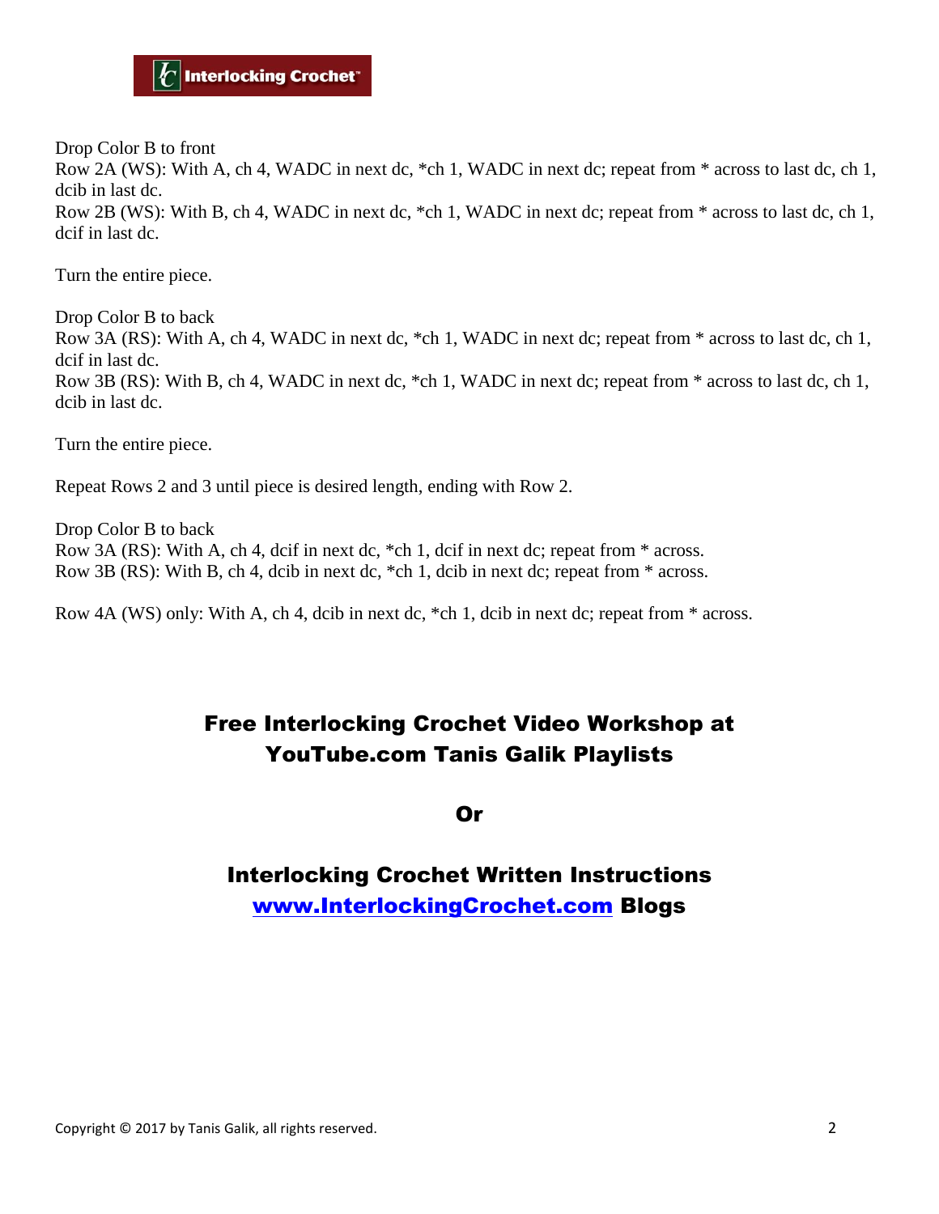Drop Color B to front
Row 2A (WS): With A, ch 4, WADC in next dc, *ch 1, WADC in next dc; repeat from * across to last dc, ch 1, dcib in last dc.
Row 2B (WS): With B, ch 4, WADC in next dc, *ch 1, WADC in next dc; repeat from * across to last dc, ch 1, dcif in last dc.

Turn the entire piece.

Drop Color B to back
Row 3A (RS): With A, ch 4, WADC in next dc, *ch 1, WADC in next dc; repeat from * across to last dc, ch 1, dcif in last dc.
Row 3B (RS): With B, ch 4, WADC in next dc, *ch 1, WADC in next dc; repeat from * across to last dc, ch 1, dcib in last dc.

Turn the entire piece.

Repeat Rows 2 and 3 until piece is desired length, ending with Row 2.

Drop Color B to back
Row 3A (RS): With A, ch 4, dcif in next dc, *ch 1, dcif in next dc; repeat from * across.
Row 3B (RS): With B, ch 4, dcib in next dc, *ch 1, dcib in next dc; repeat from * across.

Row 4A (WS) only: With A, ch 4, dcib in next dc, *ch 1, dcib in next dc; repeat from * across.

## Free Interlocking Crochet Video Workshop at YouTube.com Tanis Galik Playlists

## Or

## Interlocking Crochet Written Instructions [www.InterlockingCrochet.com](http://www.InterlockingCrochet.com) Blogs

Copyright © 2017 by Tanis Galik, all rights reserved.